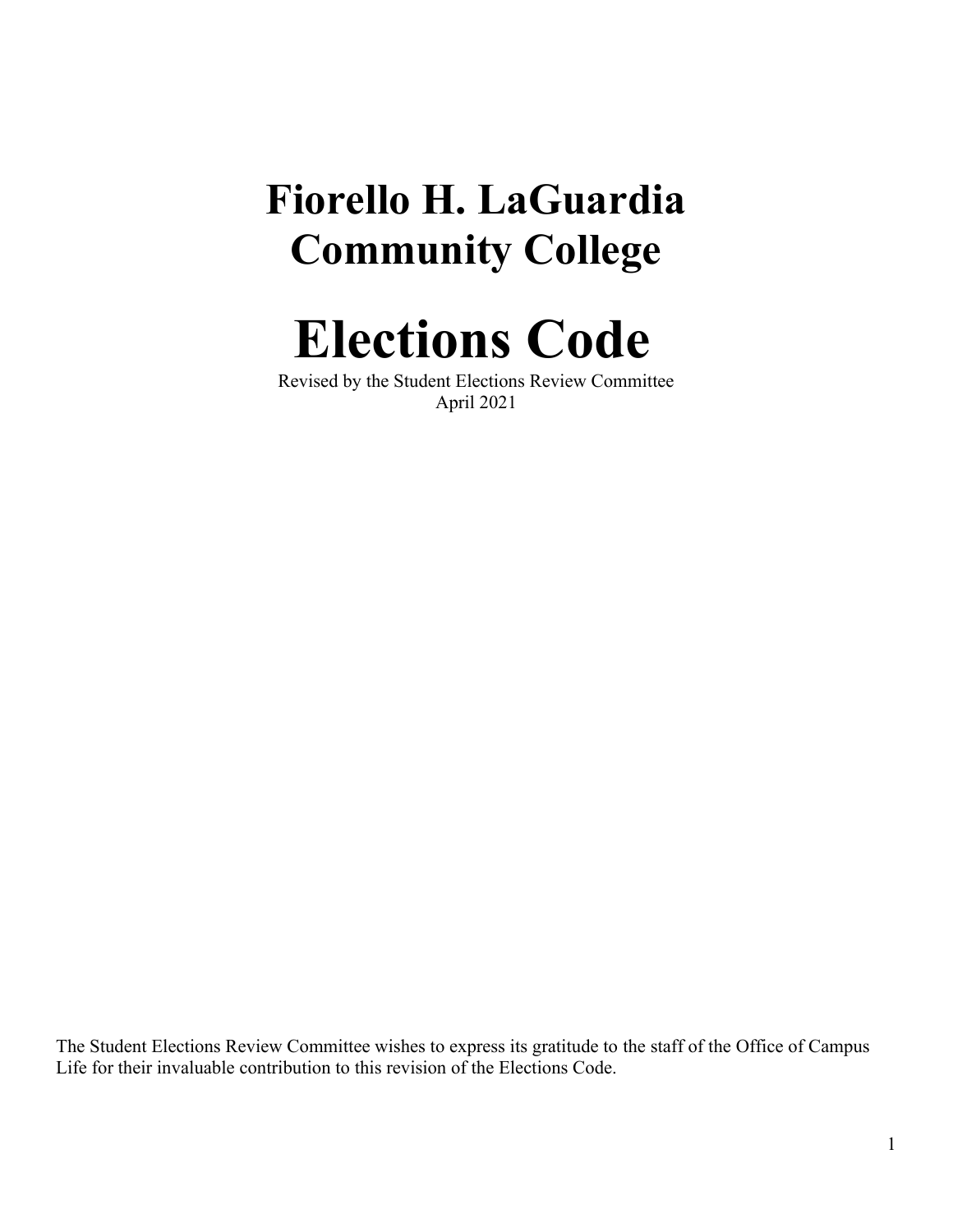# Fiorello H. LaGuardia Community College

# Elections Code

Revised by the Student Elections Review Committee
April 2021

The Student Elections Review Committee wishes to express its gratitude to the staff of the Office of Campus Life for their invaluable contribution to this revision of the Elections Code.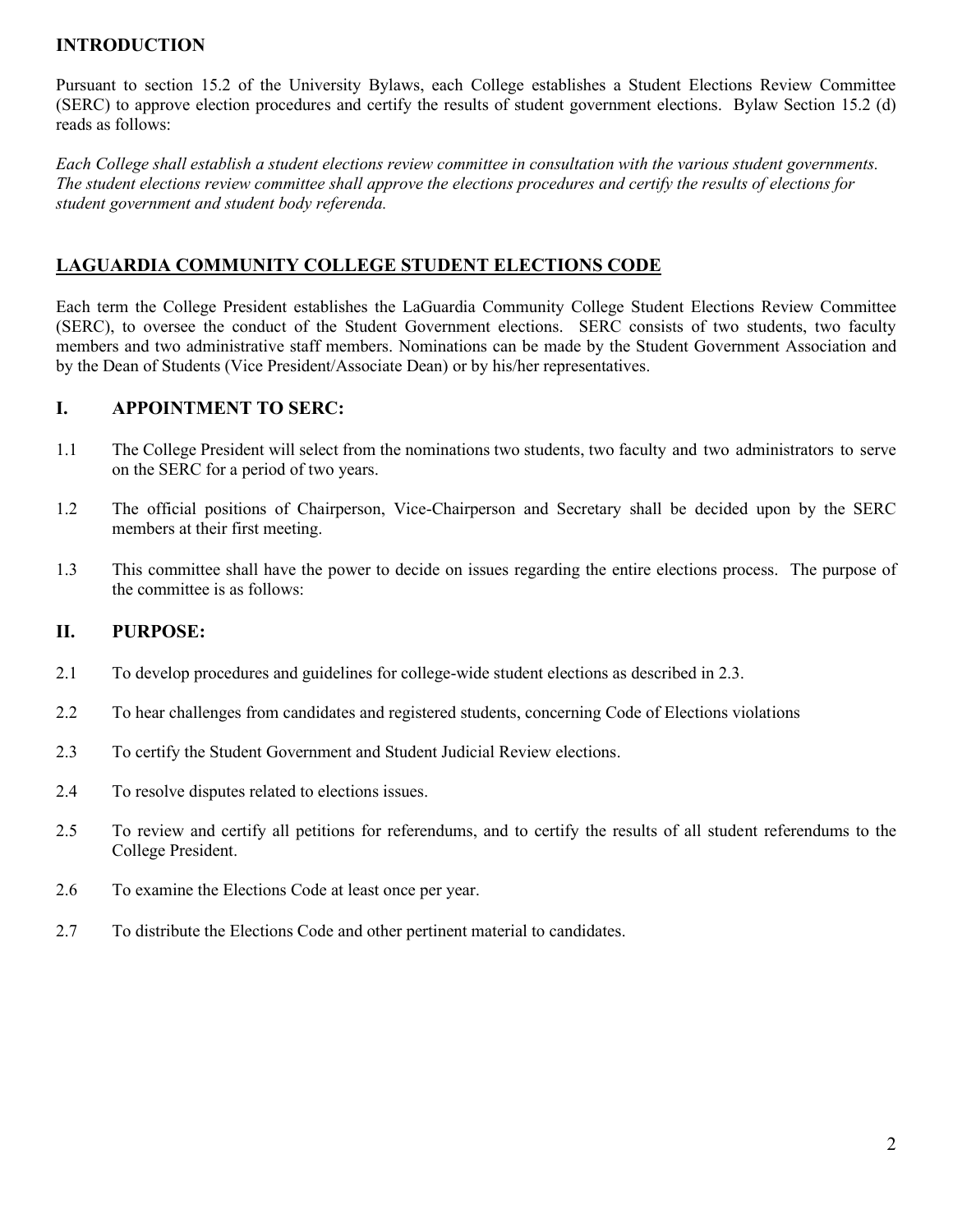## INTRODUCTION

Pursuant to section 15.2 of the University Bylaws, each College establishes a Student Elections Review Committee (SERC) to approve election procedures and certify the results of student government elections. Bylaw Section 15.2 (d) reads as follows:

*Each College shall establish a student elections review committee in consultation with the various student governments. The student elections review committee shall approve the elections procedures and certify the results of elections for student government and student body referenda.*

## LAGUARDIA COMMUNITY COLLEGE STUDENT ELECTIONS CODE

Each term the College President establishes the LaGuardia Community College Student Elections Review Committee (SERC), to oversee the conduct of the Student Government elections. SERC consists of two students, two faculty members and two administrative staff members. Nominations can be made by the Student Government Association and by the Dean of Students (Vice President/Associate Dean) or by his/her representatives.

### I. APPOINTMENT TO SERC:

1.1 The College President will select from the nominations two students, two faculty and two administrators to serve on the SERC for a period of two years.

1.2 The official positions of Chairperson, Vice-Chairperson and Secretary shall be decided upon by the SERC members at their first meeting.

1.3 This committee shall have the power to decide on issues regarding the entire elections process. The purpose of the committee is as follows:

### II. PURPOSE:

2.1 To develop procedures and guidelines for college-wide student elections as described in 2.3.

2.2 To hear challenges from candidates and registered students, concerning Code of Elections violations

2.3 To certify the Student Government and Student Judicial Review elections.

2.4 To resolve disputes related to elections issues.

2.5 To review and certify all petitions for referendums, and to certify the results of all student referendums to the College President.

2.6 To examine the Elections Code at least once per year.

2.7 To distribute the Elections Code and other pertinent material to candidates.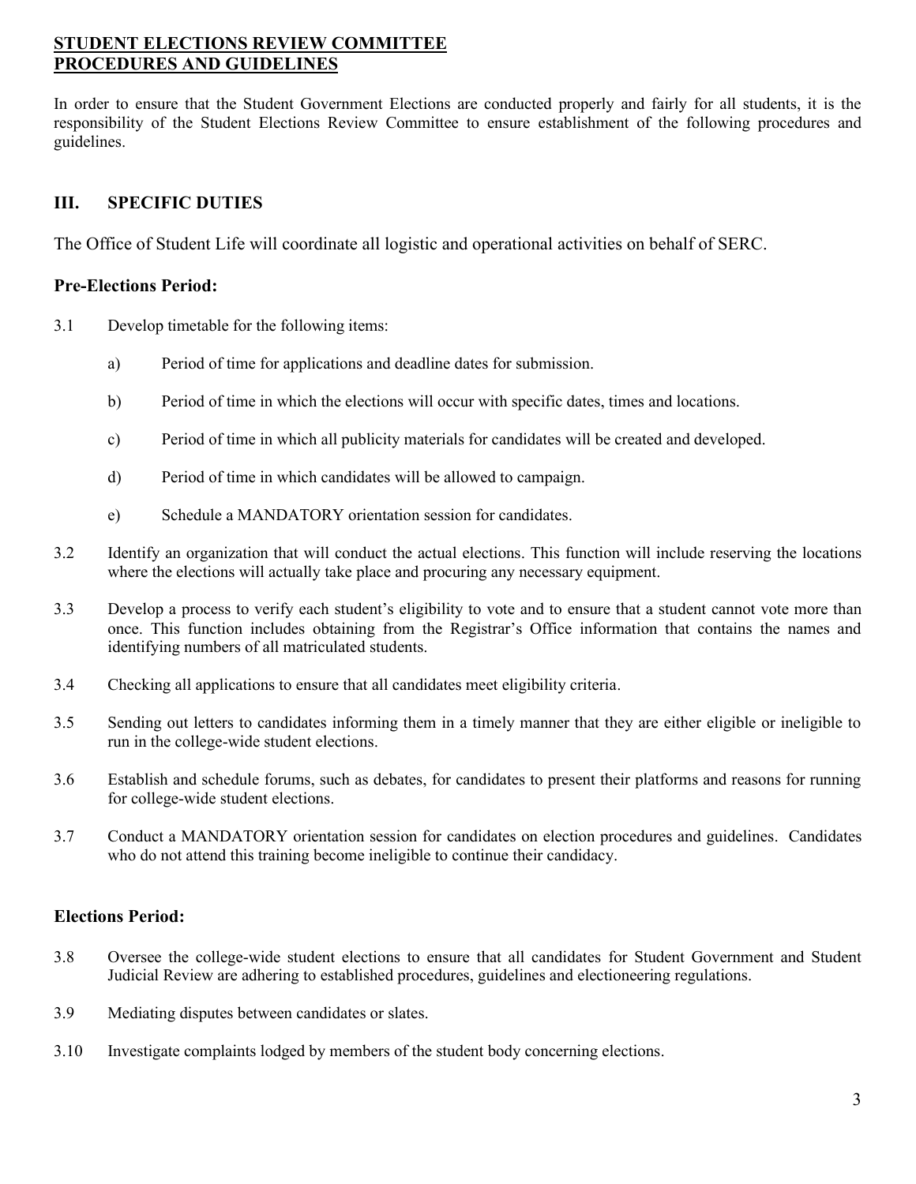## STUDENT ELECTIONS REVIEW COMMITTEE
## PROCEDURES AND GUIDELINES

In order to ensure that the Student Government Elections are conducted properly and fairly for all students, it is the responsibility of the Student Elections Review Committee to ensure establishment of the following procedures and guidelines.

## III. SPECIFIC DUTIES

The Office of Student Life will coordinate all logistic and operational activities on behalf of SERC.

### Pre-Elections Period:

3.1 Develop timetable for the following items:

a) Period of time for applications and deadline dates for submission.

b) Period of time in which the elections will occur with specific dates, times and locations.

c) Period of time in which all publicity materials for candidates will be created and developed.

d) Period of time in which candidates will be allowed to campaign.

e) Schedule a MANDATORY orientation session for candidates.

3.2 Identify an organization that will conduct the actual elections. This function will include reserving the locations where the elections will actually take place and procuring any necessary equipment.

3.3 Develop a process to verify each student's eligibility to vote and to ensure that a student cannot vote more than once. This function includes obtaining from the Registrar's Office information that contains the names and identifying numbers of all matriculated students.

3.4 Checking all applications to ensure that all candidates meet eligibility criteria.

3.5 Sending out letters to candidates informing them in a timely manner that they are either eligible or ineligible to run in the college-wide student elections.

3.6 Establish and schedule forums, such as debates, for candidates to present their platforms and reasons for running for college-wide student elections.

3.7 Conduct a MANDATORY orientation session for candidates on election procedures and guidelines. Candidates who do not attend this training become ineligible to continue their candidacy.

### Elections Period:

3.8 Oversee the college-wide student elections to ensure that all candidates for Student Government and Student Judicial Review are adhering to established procedures, guidelines and electioneering regulations.

3.9 Mediating disputes between candidates or slates.

3.10 Investigate complaints lodged by members of the student body concerning elections.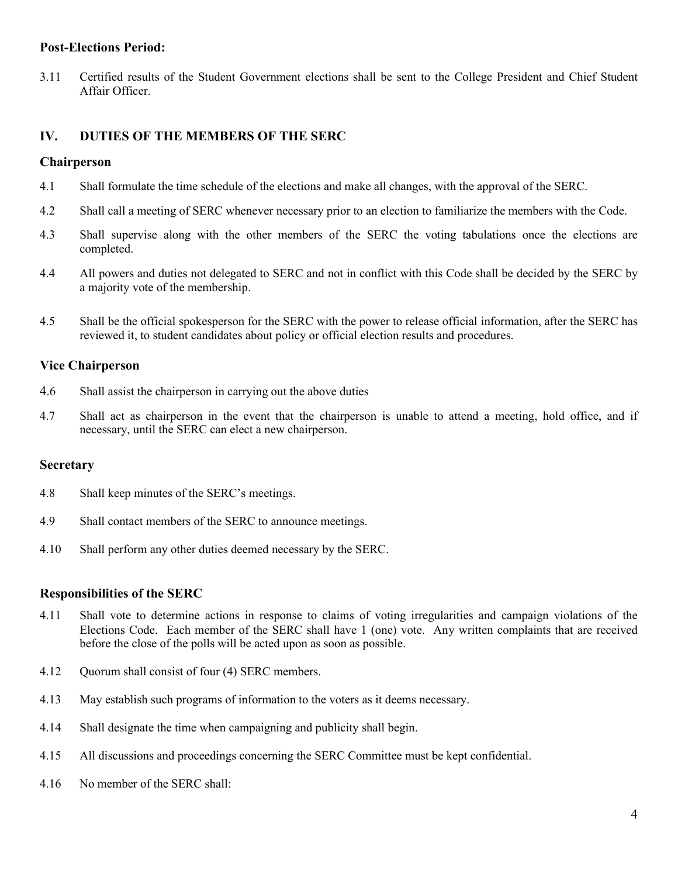### Post-Elections Period:

3.11 Certified results of the Student Government elections shall be sent to the College President and Chief Student Affair Officer.

## IV. DUTIES OF THE MEMBERS OF THE SERC

### Chairperson

4.1 Shall formulate the time schedule of the elections and make all changes, with the approval of the SERC.

4.2 Shall call a meeting of SERC whenever necessary prior to an election to familiarize the members with the Code.

4.3 Shall supervise along with the other members of the SERC the voting tabulations once the elections are completed.

4.4 All powers and duties not delegated to SERC and not in conflict with this Code shall be decided by the SERC by a majority vote of the membership.

4.5 Shall be the official spokesperson for the SERC with the power to release official information, after the SERC has reviewed it, to student candidates about policy or official election results and procedures.

### Vice Chairperson

4.6 Shall assist the chairperson in carrying out the above duties

4.7 Shall act as chairperson in the event that the chairperson is unable to attend a meeting, hold office, and if necessary, until the SERC can elect a new chairperson.

### Secretary

4.8 Shall keep minutes of the SERC's meetings.

4.9 Shall contact members of the SERC to announce meetings.

4.10 Shall perform any other duties deemed necessary by the SERC.

### Responsibilities of the SERC

4.11 Shall vote to determine actions in response to claims of voting irregularities and campaign violations of the Elections Code. Each member of the SERC shall have 1 (one) vote. Any written complaints that are received before the close of the polls will be acted upon as soon as possible.

4.12 Quorum shall consist of four (4) SERC members.

4.13 May establish such programs of information to the voters as it deems necessary.

4.14 Shall designate the time when campaigning and publicity shall begin.

4.15 All discussions and proceedings concerning the SERC Committee must be kept confidential.

4.16 No member of the SERC shall: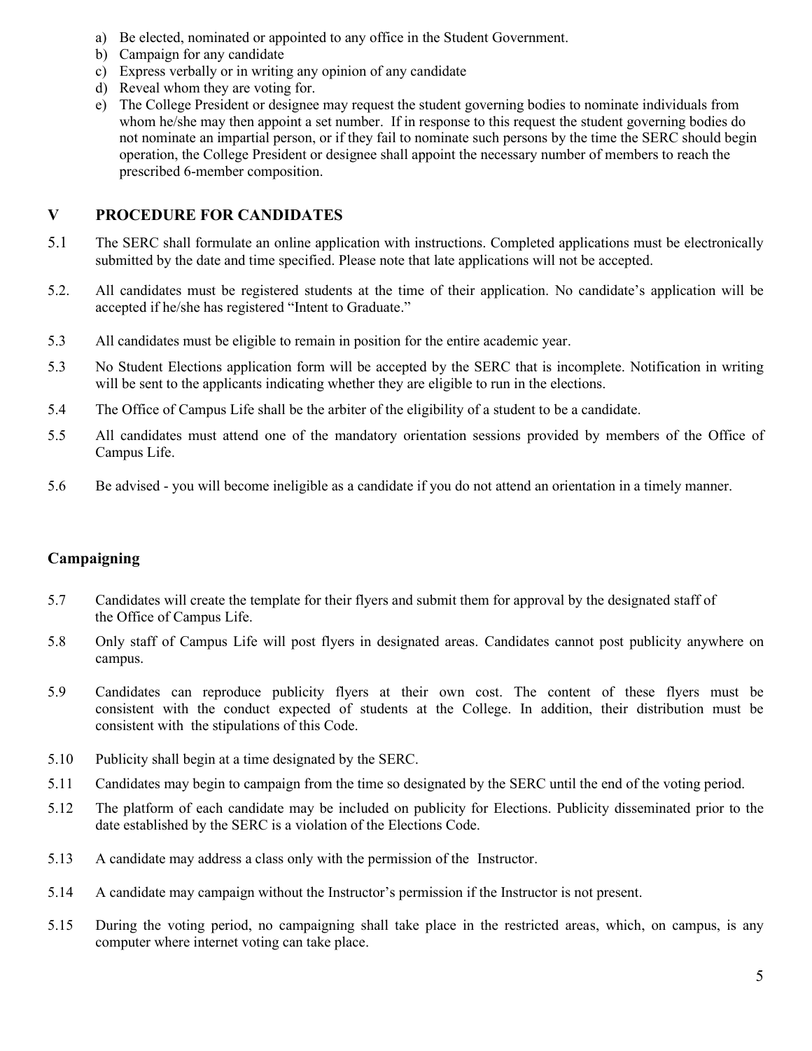a) Be elected, nominated or appointed to any office in the Student Government.
b) Campaign for any candidate
c) Express verbally or in writing any opinion of any candidate
d) Reveal whom they are voting for.
e) The College President or designee may request the student governing bodies to nominate individuals from whom he/she may then appoint a set number. If in response to this request the student governing bodies do not nominate an impartial person, or if they fail to nominate such persons by the time the SERC should begin operation, the College President or designee shall appoint the necessary number of members to reach the prescribed 6-member composition.

## V PROCEDURE FOR CANDIDATES

5.1 The SERC shall formulate an online application with instructions. Completed applications must be electronically submitted by the date and time specified. Please note that late applications will not be accepted.

5.2. All candidates must be registered students at the time of their application. No candidate's application will be accepted if he/she has registered "Intent to Graduate."

5.3 All candidates must be eligible to remain in position for the entire academic year.

5.3 No Student Elections application form will be accepted by the SERC that is incomplete. Notification in writing will be sent to the applicants indicating whether they are eligible to run in the elections.

5.4 The Office of Campus Life shall be the arbiter of the eligibility of a student to be a candidate.

5.5 All candidates must attend one of the mandatory orientation sessions provided by members of the Office of Campus Life.

5.6 Be advised - you will become ineligible as a candidate if you do not attend an orientation in a timely manner.

### Campaigning

5.7 Candidates will create the template for their flyers and submit them for approval by the designated staff of the Office of Campus Life.

5.8 Only staff of Campus Life will post flyers in designated areas. Candidates cannot post publicity anywhere on campus.

5.9 Candidates can reproduce publicity flyers at their own cost. The content of these flyers must be consistent with the conduct expected of students at the College. In addition, their distribution must be consistent with the stipulations of this Code.

5.10 Publicity shall begin at a time designated by the SERC.

5.11 Candidates may begin to campaign from the time so designated by the SERC until the end of the voting period.

5.12 The platform of each candidate may be included on publicity for Elections. Publicity disseminated prior to the date established by the SERC is a violation of the Elections Code.

5.13 A candidate may address a class only with the permission of the Instructor.

5.14 A candidate may campaign without the Instructor's permission if the Instructor is not present.

5.15 During the voting period, no campaigning shall take place in the restricted areas, which, on campus, is any computer where internet voting can take place.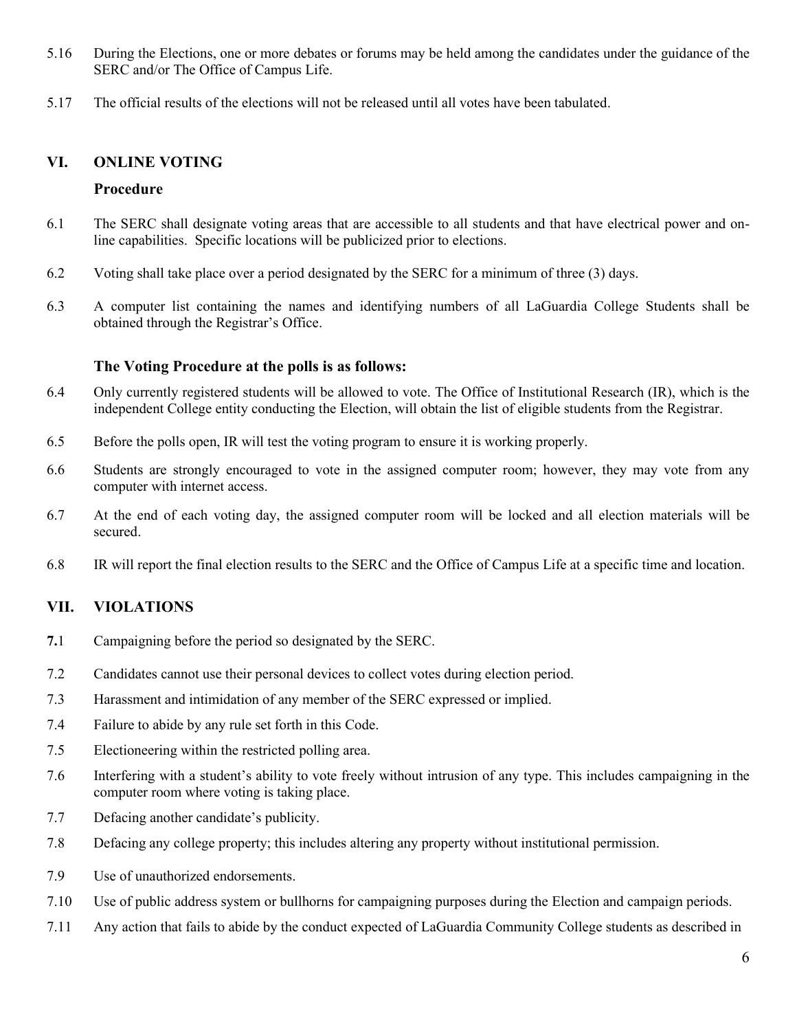5.16 During the Elections, one or more debates or forums may be held among the candidates under the guidance of the SERC and/or The Office of Campus Life.

5.17 The official results of the elections will not be released until all votes have been tabulated.

## VI. ONLINE VOTING

### Procedure

6.1 The SERC shall designate voting areas that are accessible to all students and that have electrical power and on-line capabilities. Specific locations will be publicized prior to elections.

6.2 Voting shall take place over a period designated by the SERC for a minimum of three (3) days.

6.3 A computer list containing the names and identifying numbers of all LaGuardia College Students shall be obtained through the Registrar's Office.

### The Voting Procedure at the polls is as follows:

6.4 Only currently registered students will be allowed to vote. The Office of Institutional Research (IR), which is the independent College entity conducting the Election, will obtain the list of eligible students from the Registrar.

6.5 Before the polls open, IR will test the voting program to ensure it is working properly.

6.6 Students are strongly encouraged to vote in the assigned computer room; however, they may vote from any computer with internet access.

6.7 At the end of each voting day, the assigned computer room will be locked and all election materials will be secured.

6.8 IR will report the final election results to the SERC and the Office of Campus Life at a specific time and location.

## VII. VIOLATIONS

**7.**1 Campaigning before the period so designated by the SERC.

7.2 Candidates cannot use their personal devices to collect votes during election period.

7.3 Harassment and intimidation of any member of the SERC expressed or implied.

7.4 Failure to abide by any rule set forth in this Code.

7.5 Electioneering within the restricted polling area.

7.6 Interfering with a student's ability to vote freely without intrusion of any type. This includes campaigning in the computer room where voting is taking place.

7.7 Defacing another candidate's publicity.

7.8 Defacing any college property; this includes altering any property without institutional permission.

7.9 Use of unauthorized endorsements.

7.10 Use of public address system or bullhorns for campaigning purposes during the Election and campaign periods.

7.11 Any action that fails to abide by the conduct expected of LaGuardia Community College students as described in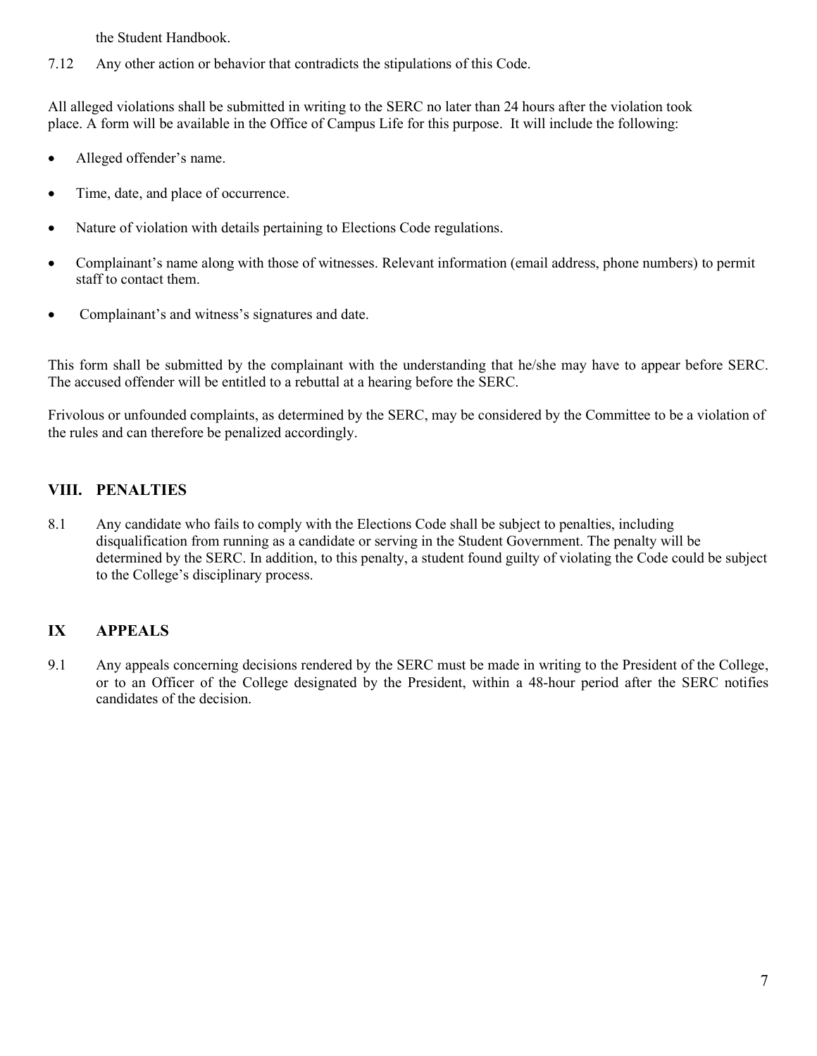the Student Handbook.

7.12 Any other action or behavior that contradicts the stipulations of this Code.

All alleged violations shall be submitted in writing to the SERC no later than 24 hours after the violation took place. A form will be available in the Office of Campus Life for this purpose. It will include the following:

- Alleged offender's name.
- Time, date, and place of occurrence.
- Nature of violation with details pertaining to Elections Code regulations.
- Complainant's name along with those of witnesses. Relevant information (email address, phone numbers) to permit staff to contact them.
- Complainant's and witness's signatures and date.

This form shall be submitted by the complainant with the understanding that he/she may have to appear before SERC. The accused offender will be entitled to a rebuttal at a hearing before the SERC.

Frivolous or unfounded complaints, as determined by the SERC, may be considered by the Committee to be a violation of the rules and can therefore be penalized accordingly.

## VIII. PENALTIES

8.1 Any candidate who fails to comply with the Elections Code shall be subject to penalties, including disqualification from running as a candidate or serving in the Student Government. The penalty will be determined by the SERC. In addition, to this penalty, a student found guilty of violating the Code could be subject to the College's disciplinary process.

## IX APPEALS

9.1 Any appeals concerning decisions rendered by the SERC must be made in writing to the President of the College, or to an Officer of the College designated by the President, within a 48-hour period after the SERC notifies candidates of the decision.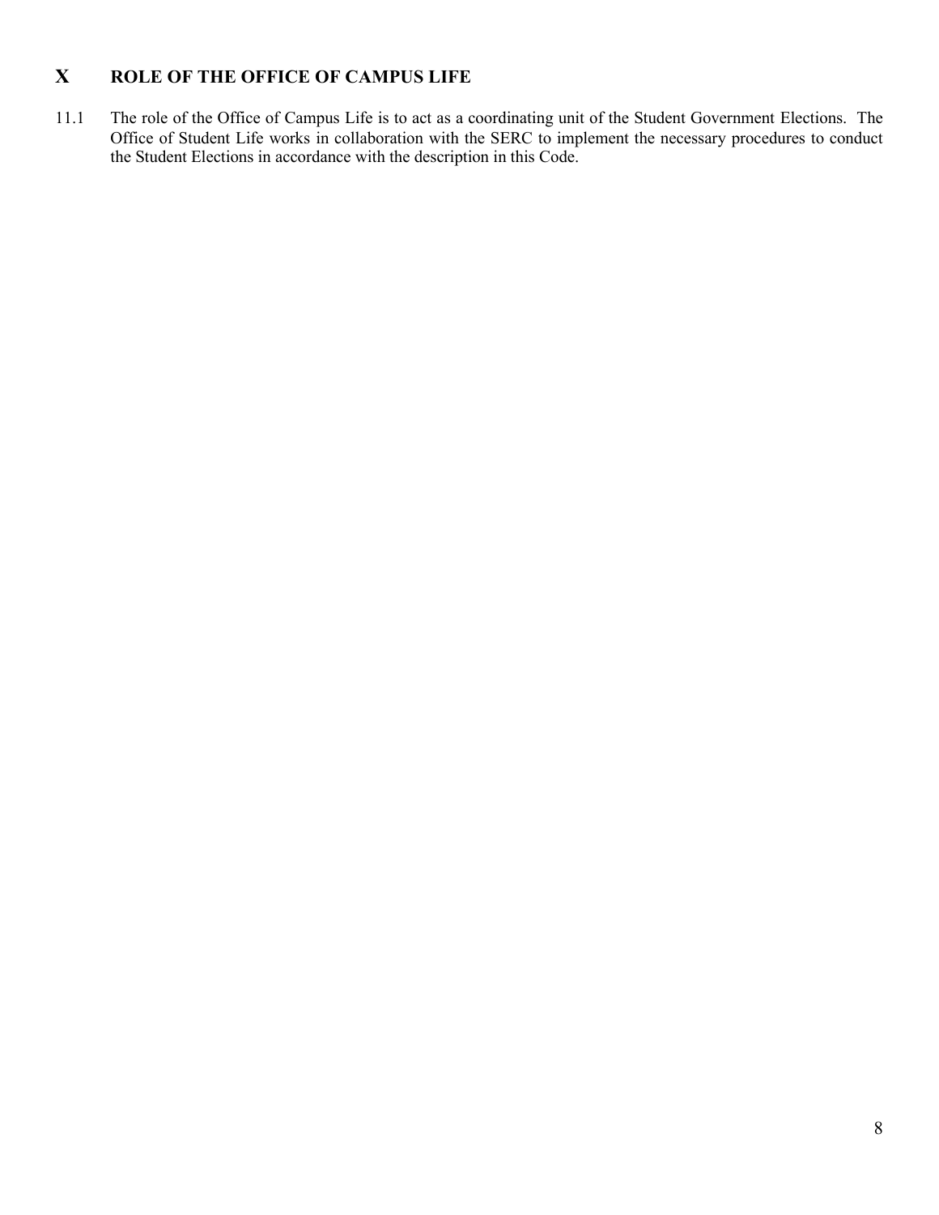## X ROLE OF THE OFFICE OF CAMPUS LIFE

11.1 The role of the Office of Campus Life is to act as a coordinating unit of the Student Government Elections. The Office of Student Life works in collaboration with the SERC to implement the necessary procedures to conduct the Student Elections in accordance with the description in this Code.